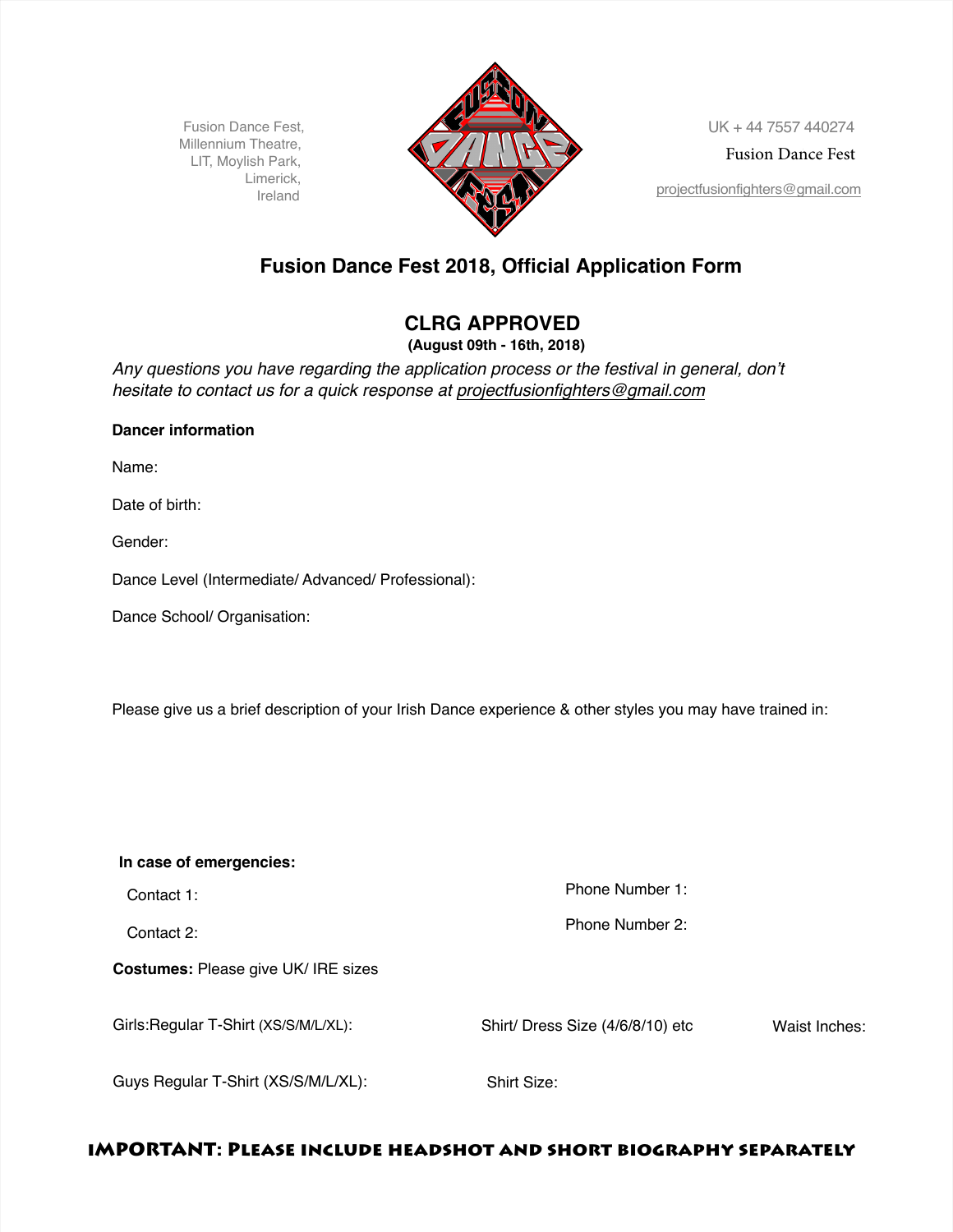Fusion Dance Fest,
Millennium Theatre,
LIT, Moylish Park,
Limerick,
Ireland

UK + 44 7557 440274

Fusion Dance Fest

projectfusionfighters@gmail.com

# Fusion Dance Fest 2018, Official Application Form

## CLRG APPROVED

**(August 09th - 16th, 2018)**

*Any questions you have regarding the application process or the festival in general, don't hesitate to contact us for a quick response at projectfusionfighters@gmail.com*

**Dancer information**

Name:

Date of birth:

Gender:

Dance Level (Intermediate/ Advanced/ Professional):

Dance School/ Organisation:

Please give us a brief description of your Irish Dance experience & other styles you may have trained in:

**In case of emergencies:**

Contact 1: Phone Number 1:

Contact 2: Phone Number 2:

**Costumes:** Please give UK/ IRE sizes

Girls:Regular T-Shirt (XS/S/M/L/XL): Shirt/ Dress Size (4/6/8/10) etc Waist Inches:

Guys Regular T-Shirt (XS/S/M/L/XL): Shirt Size:

**IMPORTANT: Please include headshot and short biography separately**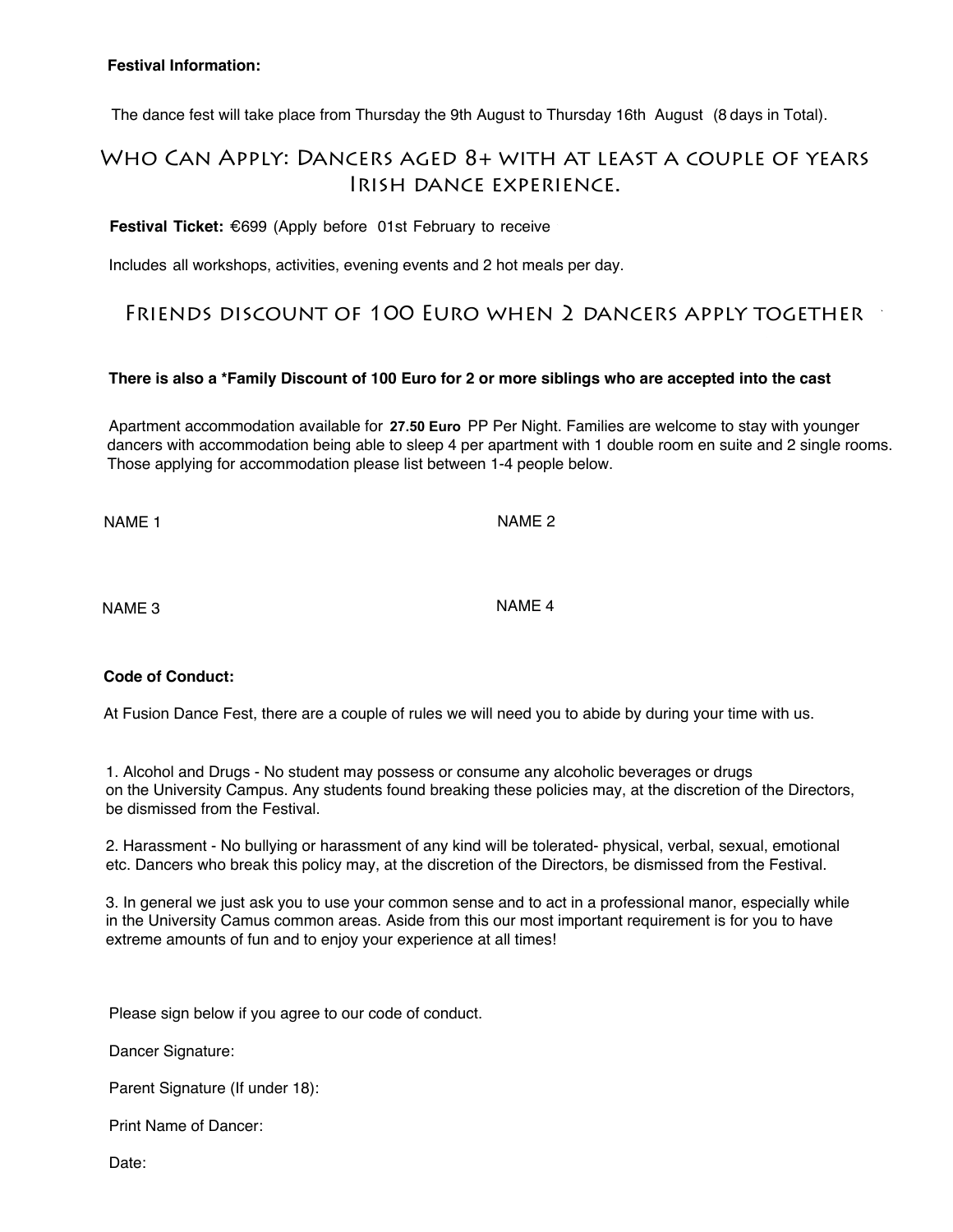**Festival Information:**

The dance fest will take place from Thursday the 9th August to Thursday 16th August (8 days in Total).

## Who Can Apply: Dancers aged 8+ with at least a couple of years Irish dance experience.

**Festival Ticket:** €699 (Apply before 01st February to receive

Includes all workshops, activities, evening events and 2 hot meals per day.

## Friends discount of 100 Euro when 2 dancers apply together

**There is also a *Family Discount of 100 Euro for 2 or more siblings who are accepted into the cast**

Apartment accommodation available for **27.50 Euro** PP Per Night. Families are welcome to stay with younger dancers with accommodation being able to sleep 4 per apartment with 1 double room en suite and 2 single rooms. Those applying for accommodation please list between 1-4 people below.

NAME 1

NAME 2

NAME 3

NAME 4

**Code of Conduct:**

At Fusion Dance Fest, there are a couple of rules we will need you to abide by during your time with us.

1. Alcohol and Drugs - No student may possess or consume any alcoholic beverages or drugs on the University Campus. Any students found breaking these policies may, at the discretion of the Directors, be dismissed from the Festival.

2. Harassment - No bullying or harassment of any kind will be tolerated- physical, verbal, sexual, emotional etc. Dancers who break this policy may, at the discretion of the Directors, be dismissed from the Festival.

3. In general we just ask you to use your common sense and to act in a professional manor, especially while in the University Camus common areas. Aside from this our most important requirement is for you to have extreme amounts of fun and to enjoy your experience at all times!

Please sign below if you agree to our code of conduct.

Dancer Signature:

Parent Signature (If under 18):

Print Name of Dancer:

Date: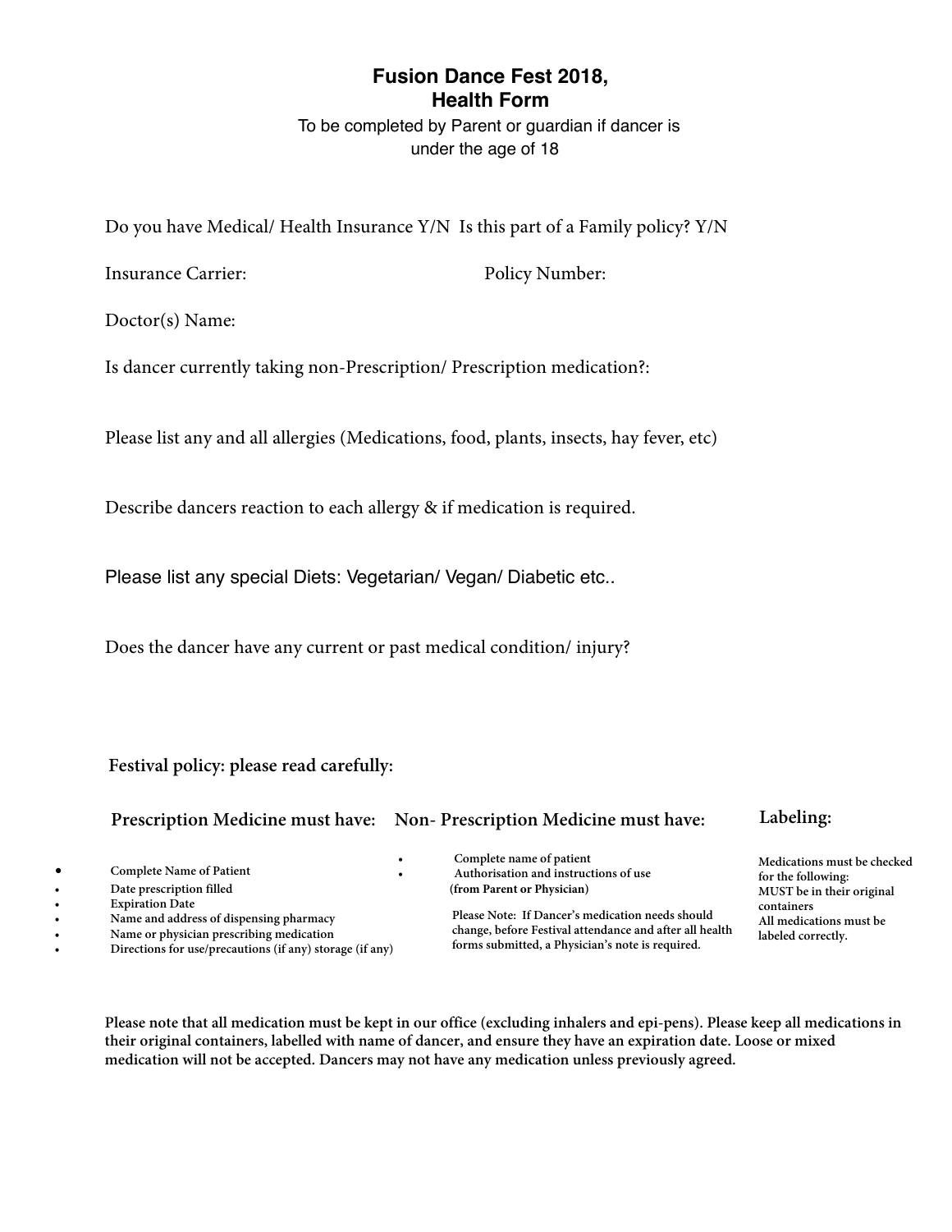# Fusion Dance Fest 2018,
# Health Form

To be completed by Parent or guardian if dancer is under the age of 18

Do you have Medical/ Health Insurance Y/N  Is this part of a Family policy? Y/N

Insurance Carrier:                                        Policy Number:

Doctor(s) Name:

Is dancer currently taking non-Prescription/ Prescription medication?:

Please list any and all allergies (Medications, food, plants, insects, hay fever, etc)

Describe dancers reaction to each allergy & if medication is required.

Please list any special Diets: Vegetarian/ Vegan/ Diabetic etc..

Does the dancer have any current or past medical condition/ injury?

**Festival policy: please read carefully:**

**Prescription Medicine must have:**

- **Complete Name of Patient**
- **Date prescription filled**
- **Expiration Date**
- **Name and address of dispensing pharmacy**
- **Name or physician prescribing medication**
- **Directions for use/precautions (if any) storage (if any)**

**Non- Prescription Medicine must have:**

- **Complete name of patient**
- **Authorisation and instructions of use (from Parent or Physician)**

**Please Note: If Dancer's medication needs should change, before Festival attendance and after all health forms submitted, a Physician's note is required.**

**Labeling:**

**Medications must be checked for the following:**
**MUST be in their original containers**
**All medications must be labeled correctly.**

**Please note that all medication must be kept in our office (excluding inhalers and epi-pens). Please keep all medications in their original containers, labelled with name of dancer, and ensure they have an expiration date. Loose or mixed medication will not be accepted. Dancers may not have any medication unless previously agreed.**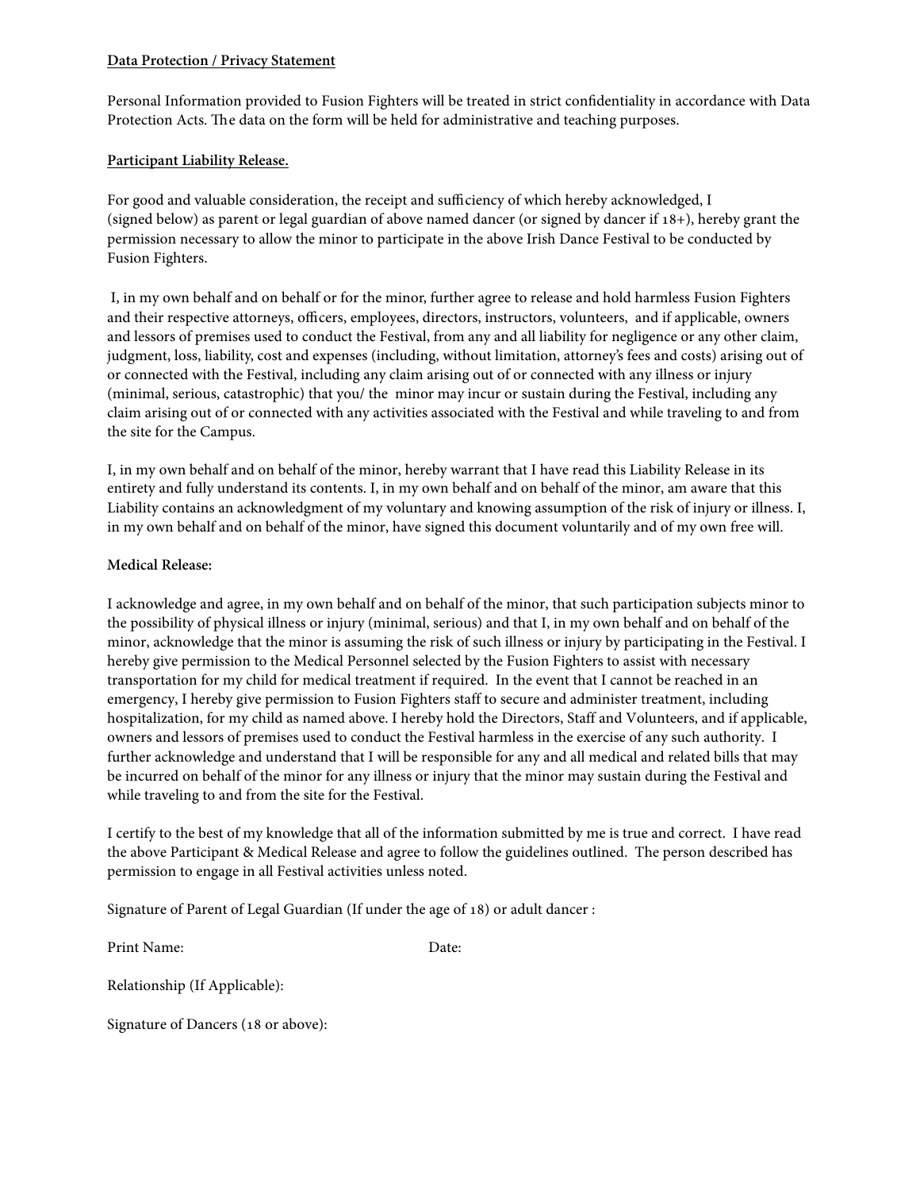**Data Protection / Privacy Statement**

Personal Information provided to Fusion Fighters will be treated in strict confidentiality in accordance with Data Protection Acts. The data on the form will be held for administrative and teaching purposes.

**Participant Liability Release.**

For good and valuable consideration, the receipt and sufficiency of which hereby acknowledged, I (signed below) as parent or legal guardian of above named dancer (or signed by dancer if 18+), hereby grant the permission necessary to allow the minor to participate in the above Irish Dance Festival to be conducted by Fusion Fighters.

I, in my own behalf and on behalf or for the minor, further agree to release and hold harmless Fusion Fighters and their respective attorneys, officers, employees, directors, instructors, volunteers, and if applicable, owners and lessors of premises used to conduct the Festival, from any and all liability for negligence or any other claim, judgment, loss, liability, cost and expenses (including, without limitation, attorney's fees and costs) arising out of or connected with the Festival, including any claim arising out of or connected with any illness or injury (minimal, serious, catastrophic) that you/ the minor may incur or sustain during the Festival, including any claim arising out of or connected with any activities associated with the Festival and while traveling to and from the site for the Campus.

I, in my own behalf and on behalf of the minor, hereby warrant that I have read this Liability Release in its entirety and fully understand its contents. I, in my own behalf and on behalf of the minor, am aware that this Liability contains an acknowledgment of my voluntary and knowing assumption of the risk of injury or illness. I, in my own behalf and on behalf of the minor, have signed this document voluntarily and of my own free will.

**Medical Release:**

I acknowledge and agree, in my own behalf and on behalf of the minor, that such participation subjects minor to the possibility of physical illness or injury (minimal, serious) and that I, in my own behalf and on behalf of the minor, acknowledge that the minor is assuming the risk of such illness or injury by participating in the Festival. I hereby give permission to the Medical Personnel selected by the Fusion Fighters to assist with necessary transportation for my child for medical treatment if required. In the event that I cannot be reached in an emergency, I hereby give permission to Fusion Fighters staff to secure and administer treatment, including hospitalization, for my child as named above. I hereby hold the Directors, Staff and Volunteers, and if applicable, owners and lessors of premises used to conduct the Festival harmless in the exercise of any such authority. I further acknowledge and understand that I will be responsible for any and all medical and related bills that may be incurred on behalf of the minor for any illness or injury that the minor may sustain during the Festival and while traveling to and from the site for the Festival.

I certify to the best of my knowledge that all of the information submitted by me is true and correct. I have read the above Participant & Medical Release and agree to follow the guidelines outlined. The person described has permission to engage in all Festival activities unless noted.

Signature of Parent of Legal Guardian (If under the age of 18) or adult dancer :

Print Name: Date:

Relationship (If Applicable):

Signature of Dancers (18 or above):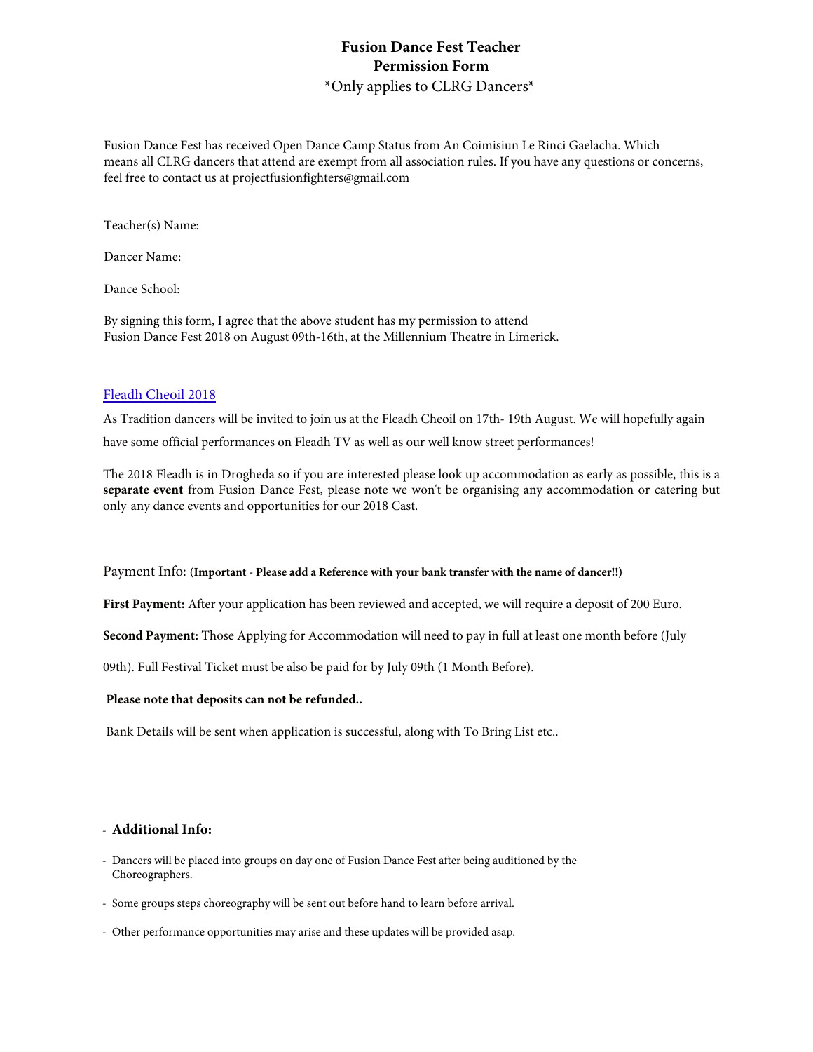# Fusion Dance Fest Teacher Permission Form

*Only applies to CLRG Dancers*

Fusion Dance Fest has received Open Dance Camp Status from An Coimisiun Le Rinci Gaelacha. Which means all CLRG dancers that attend are exempt from all association rules. If you have any questions or concerns, feel free to contact us at projectfusionfighters@gmail.com

Teacher(s) Name:

Dancer Name:

Dance School:

By signing this form, I agree that the above student has my permission to attend Fusion Dance Fest 2018 on August 09th-16th, at the Millennium Theatre in Limerick.

## Fleadh Cheoil 2018

As Tradition dancers will be invited to join us at the Fleadh Cheoil on 17th- 19th August. We will hopefully again have some official performances on Fleadh TV as well as our well know street performances!

The 2018 Fleadh is in Drogheda so if you are interested please look up accommodation as early as possible, this is a **separate event** from Fusion Dance Fest, please note we won't be organising any accommodation or catering but only any dance events and opportunities for our 2018 Cast.

Payment Info: **(Important - Please add a Reference with your bank transfer with the name of dancer!!)**

**First Payment:** After your application has been reviewed and accepted, we will require a deposit of 200 Euro.

**Second Payment:** Those Applying for Accommodation will need to pay in full at least one month before (July 09th). Full Festival Ticket must be also be paid for by July 09th (1 Month Before).

**Please note that deposits can not be refunded..**

Bank Details will be sent when application is successful, along with To Bring List etc..

- **Additional Info:**
- Dancers will be placed into groups on day one of Fusion Dance Fest after being auditioned by the Choreographers.
- Some groups steps choreography will be sent out before hand to learn before arrival.
- Other performance opportunities may arise and these updates will be provided asap.